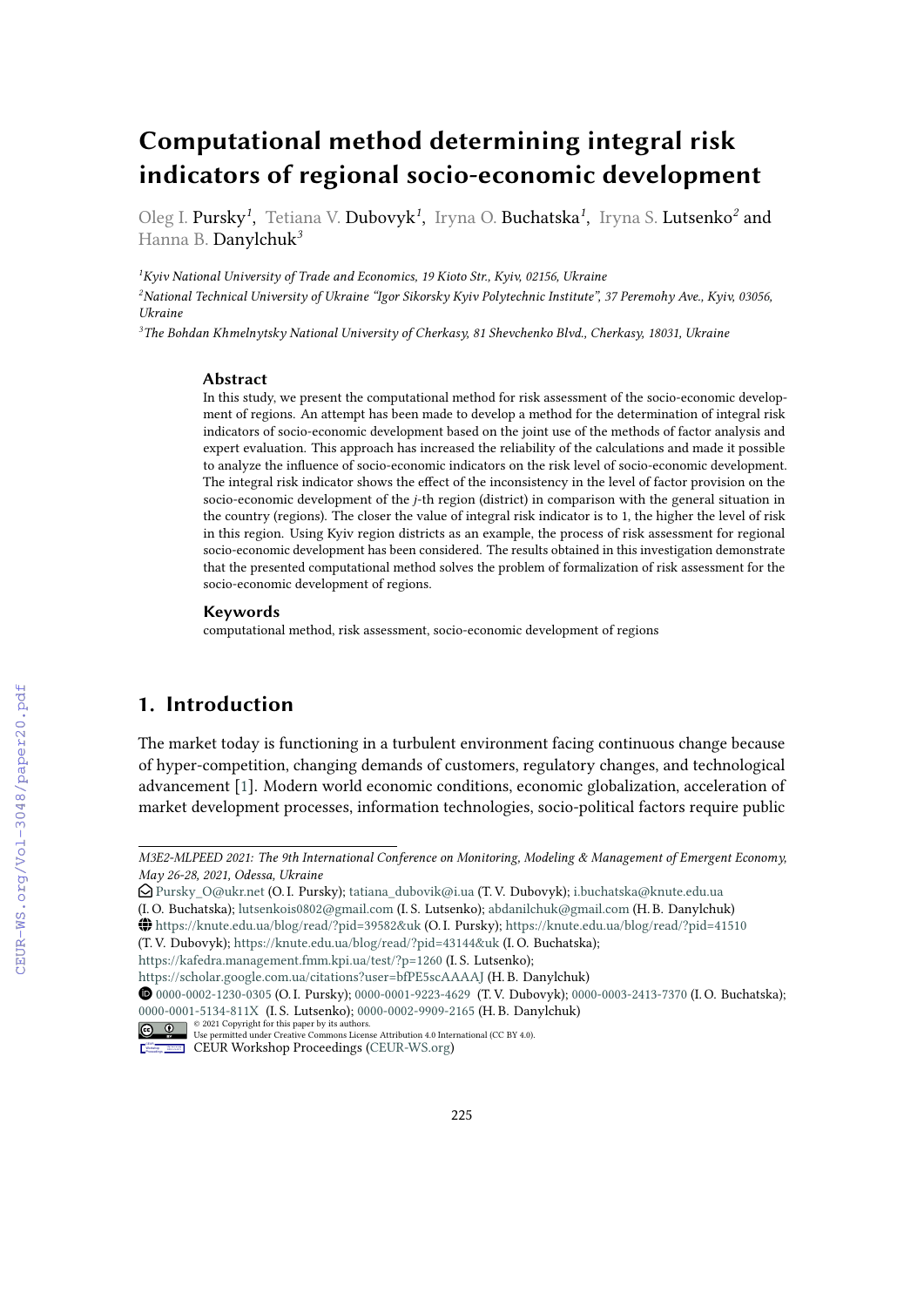# Computational method determining integral risk indicators of regional socio-economic development

Oleg I. Pursky[1], Tetiana V. Dubovyk[1], Iryna O. Buchatska[1], Iryna S. Lutsenko[2] and Hanna B. Danylchuk[3]

[1]Kyiv National University of Trade and Economics, 19 Kioto Str., Kyiv, 02156, Ukraine

[2]National Technical University of Ukraine "Igor Sikorsky Kyiv Polytechnic Institute", 37 Peremohy Ave., Kyiv, 03056, Ukraine

[3]The Bohdan Khmelnytsky National University of Cherkasy, 81 Shevchenko Blvd., Cherkasy, 18031, Ukraine

### Abstract

In this study, we present the computational method for risk assessment of the socio-economic development of regions. An attempt has been made to develop a method for the determination of integral risk indicators of socio-economic development based on the joint use of the methods of factor analysis and expert evaluation. This approach has increased the reliability of the calculations and made it possible to analyze the influence of socio-economic indicators on the risk level of socio-economic development. The integral risk indicator shows the effect of the inconsistency in the level of factor provision on the socio-economic development of the $j$-th region (district) in comparison with the general situation in the country (regions). The closer the value of integral risk indicator is to 1, the higher the level of risk in this region. Using Kyiv region districts as an example, the process of risk assessment for regional socio-economic development has been considered. The results obtained in this investigation demonstrate that the presented computational method solves the problem of formalization of risk assessment for the socio-economic development of regions.

### Keywords

computational method, risk assessment, socio-economic development of regions

## 1. Introduction

The market today is functioning in a turbulent environment facing continuous change because of hyper-competition, changing demands of customers, regulatory changes, and technological advancement [1]. Modern world economic conditions, economic globalization, acceleration of market development processes, information technologies, socio-political factors require public

---

*M3E2-MLPEED 2021: The 9th International Conference on Monitoring, Modeling & Management of Emergent Economy, May 26-28, 2021, Odessa, Ukraine*

Pursky_O@ukr.net (O. I. Pursky); tatiana_dubovik@i.ua (T. V. Dubovyk); i.buchatska@knute.edu.ua (I. O. Buchatska); lutsenkois0802@gmail.com (I. S. Lutsenko); abdanilchuk@gmail.com (H. B. Danylchuk)

https://knute.edu.ua/blog/read/?pid=39582&uk (O. I. Pursky); https://knute.edu.ua/blog/read/?pid=41510 (T. V. Dubovyk); https://knute.edu.ua/blog/read/?pid=43144&uk (I. O. Buchatska); https://kafedra.management.fmm.kpi.ua/test/?p=1260 (I. S. Lutsenko); https://scholar.google.com.ua/citations?user=bfPE5scAAAAJ (H. B. Danylchuk)

0000-0002-1230-0305 (O. I. Pursky); 0000-0001-9223-4629 (T. V. Dubovyk); 0000-0003-2413-7370 (I. O. Buchatska); 0000-0001-5134-811X (I. S. Lutsenko); 0000-0002-9909-2165 (H. B. Danylchuk)

© 2021 Copyright for this paper by its authors. Use permitted under Creative Commons License Attribution 4.0 International (CC BY 4.0).

CEUR Workshop Proceedings (CEUR-WS.org)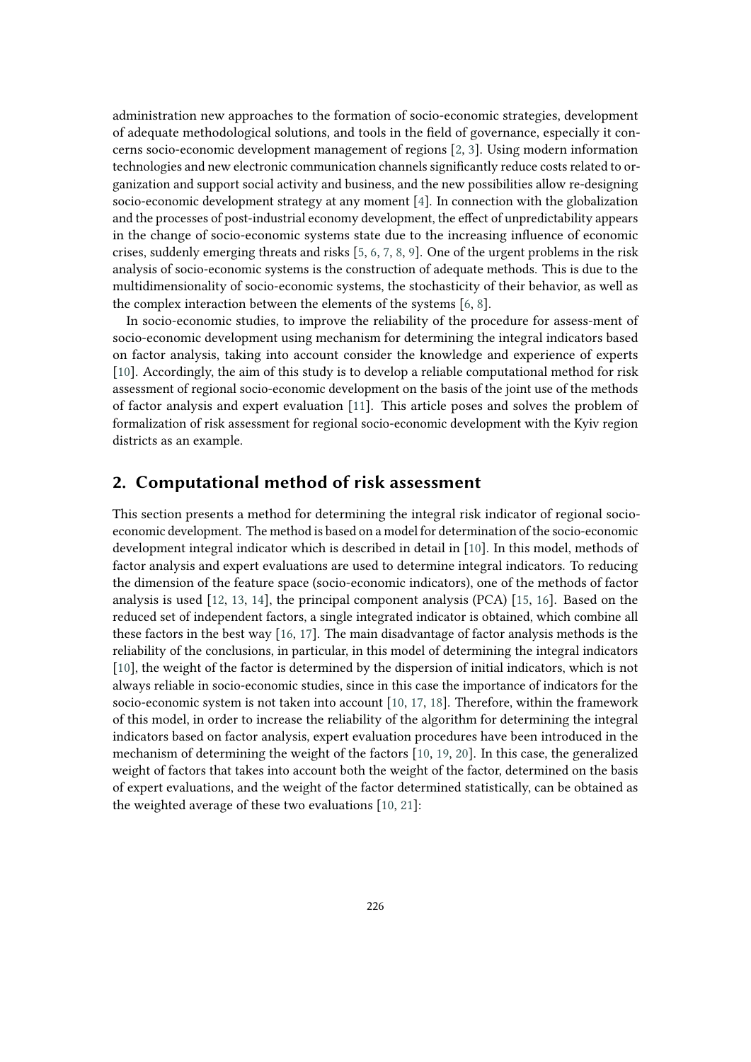administration new approaches to the formation of socio-economic strategies, development of adequate methodological solutions, and tools in the field of governance, especially it concerns socio-economic development management of regions [2, 3]. Using modern information technologies and new electronic communication channels significantly reduce costs related to organization and support social activity and business, and the new possibilities allow re-designing socio-economic development strategy at any moment [4]. In connection with the globalization and the processes of post-industrial economy development, the effect of unpredictability appears in the change of socio-economic systems state due to the increasing influence of economic crises, suddenly emerging threats and risks [5, 6, 7, 8, 9]. One of the urgent problems in the risk analysis of socio-economic systems is the construction of adequate methods. This is due to the multidimensionality of socio-economic systems, the stochasticity of their behavior, as well as the complex interaction between the elements of the systems [6, 8].

In socio-economic studies, to improve the reliability of the procedure for assess-ment of socio-economic development using mechanism for determining the integral indicators based on factor analysis, taking into account consider the knowledge and experience of experts [10]. Accordingly, the aim of this study is to develop a reliable computational method for risk assessment of regional socio-economic development on the basis of the joint use of the methods of factor analysis and expert evaluation [11]. This article poses and solves the problem of formalization of risk assessment for regional socio-economic development with the Kyiv region districts as an example.

## 2. Computational method of risk assessment

This section presents a method for determining the integral risk indicator of regional socio-economic development. The method is based on a model for determination of the socio-economic development integral indicator which is described in detail in [10]. In this model, methods of factor analysis and expert evaluations are used to determine integral indicators. To reducing the dimension of the feature space (socio-economic indicators), one of the methods of factor analysis is used [12, 13, 14], the principal component analysis (PCA) [15, 16]. Based on the reduced set of independent factors, a single integrated indicator is obtained, which combine all these factors in the best way [16, 17]. The main disadvantage of factor analysis methods is the reliability of the conclusions, in particular, in this model of determining the integral indicators [10], the weight of the factor is determined by the dispersion of initial indicators, which is not always reliable in socio-economic studies, since in this case the importance of indicators for the socio-economic system is not taken into account [10, 17, 18]. Therefore, within the framework of this model, in order to increase the reliability of the algorithm for determining the integral indicators based on factor analysis, expert evaluation procedures have been introduced in the mechanism of determining the weight of the factors [10, 19, 20]. In this case, the generalized weight of factors that takes into account both the weight of the factor, determined on the basis of expert evaluations, and the weight of the factor determined statistically, can be obtained as the weighted average of these two evaluations [10, 21]: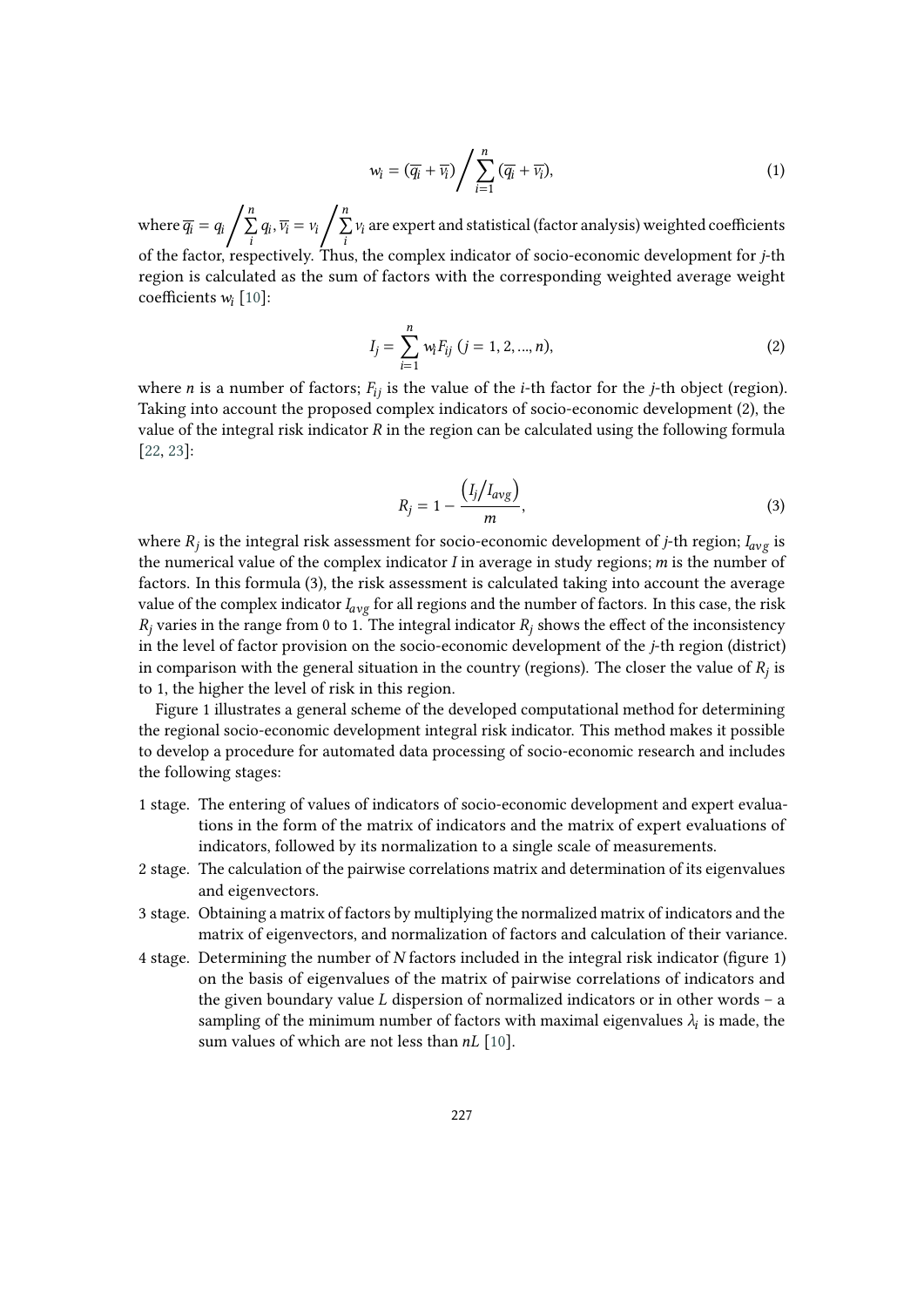$$w_i = (\overline{q_i} + \overline{v_i}) \bigg/ \sum_{i=1}^{n} (\overline{q_i} + \overline{v_i}), \tag{1}$$

where $\overline{q_i} = q_i \bigg/ \sum_{i}^{n} q_i$, $\overline{v_i} = v_i \bigg/ \sum_{i}^{n} v_i$ are expert and statistical (factor analysis) weighted coefficients of the factor, respectively. Thus, the complex indicator of socio-economic development for $j$-th region is calculated as the sum of factors with the corresponding weighted average weight coefficients $w_i$ [10]:

$$I_j = \sum_{i=1}^{n} w_i F_{ij} \ (j = 1, 2, ..., n), \tag{2}$$

where $n$ is a number of factors; $F_{ij}$ is the value of the $i$-th factor for the $j$-th object (region). Taking into account the proposed complex indicators of socio-economic development (2), the value of the integral risk indicator $R$ in the region can be calculated using the following formula [22, 23]:

$$R_j = 1 - \frac{\left(I_j / I_{avg}\right)}{m}, \tag{3}$$

where $R_j$ is the integral risk assessment for socio-economic development of $j$-th region; $I_{avg}$ is the numerical value of the complex indicator $I$ in average in study regions; $m$ is the number of factors. In this formula (3), the risk assessment is calculated taking into account the average value of the complex indicator $I_{avg}$ for all regions and the number of factors. In this case, the risk $R_j$ varies in the range from 0 to 1. The integral indicator $R_j$ shows the effect of the inconsistency in the level of factor provision on the socio-economic development of the $j$-th region (district) in comparison with the general situation in the country (regions). The closer the value of $R_j$ is to 1, the higher the level of risk in this region.

Figure 1 illustrates a general scheme of the developed computational method for determining the regional socio-economic development integral risk indicator. This method makes it possible to develop a procedure for automated data processing of socio-economic research and includes the following stages:

1 stage. The entering of values of indicators of socio-economic development and expert evaluations in the form of the matrix of indicators and the matrix of expert evaluations of indicators, followed by its normalization to a single scale of measurements.

2 stage. The calculation of the pairwise correlations matrix and determination of its eigenvalues and eigenvectors.

3 stage. Obtaining a matrix of factors by multiplying the normalized matrix of indicators and the matrix of eigenvectors, and normalization of factors and calculation of their variance.

4 stage. Determining the number of $N$ factors included in the integral risk indicator (figure 1) on the basis of eigenvalues of the matrix of pairwise correlations of indicators and the given boundary value $L$ dispersion of normalized indicators or in other words – a sampling of the minimum number of factors with maximal eigenvalues $\lambda_i$ is made, the sum values of which are not less than $nL$ [10].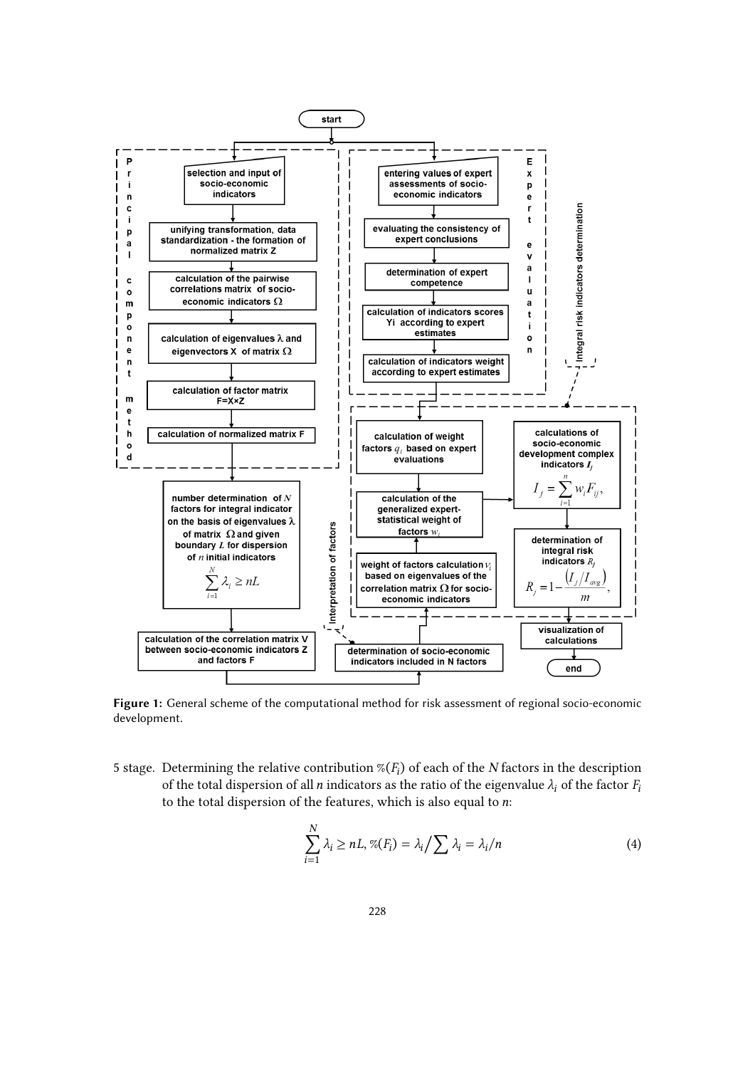**Figure 1:** General scheme of the computational method for risk assessment of regional socio-economic development.

5 stage. Determining the relative contribution $\%(F_i)$ of each of the $N$ factors in the description of the total dispersion of all $n$ indicators as the ratio of the eigenvalue $\lambda_i$ of the factor $F_i$ to the total dispersion of the features, which is also equal to $n$:

$$\sum_{i=1}^{N} \lambda_i \geq nL, \%(F_i) = \lambda_i \Big/ \sum \lambda_i = \lambda_i / n \tag{4}$$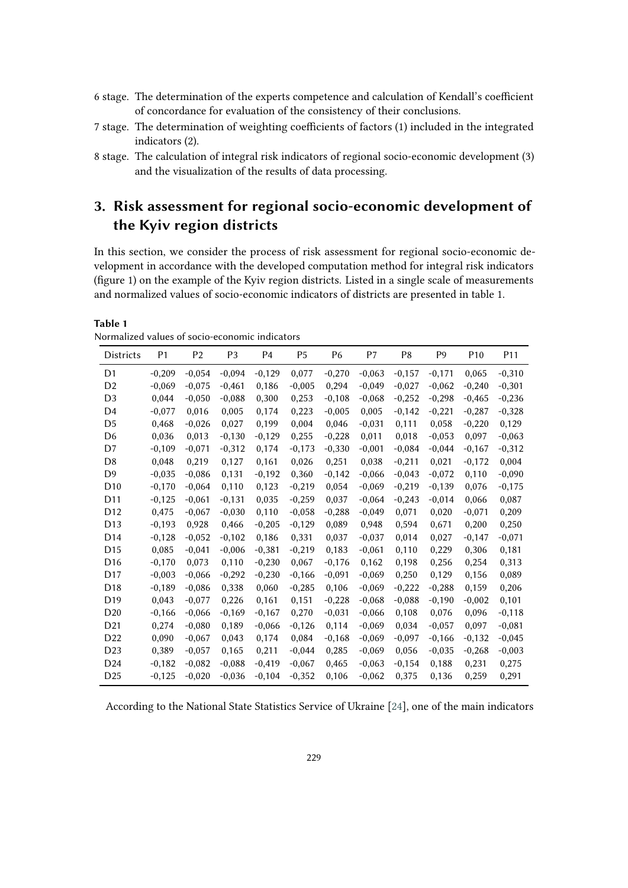6 stage. The determination of the experts competence and calculation of Kendall's coefficient of concordance for evaluation of the consistency of their conclusions.

7 stage. The determination of weighting coefficients of factors (1) included in the integrated indicators (2).

8 stage. The calculation of integral risk indicators of regional socio-economic development (3) and the visualization of the results of data processing.

## 3. Risk assessment for regional socio-economic development of the Kyiv region districts

In this section, we consider the process of risk assessment for regional socio-economic development in accordance with the developed computation method for integral risk indicators (figure 1) on the example of the Kyiv region districts. Listed in a single scale of measurements and normalized values of socio-economic indicators of districts are presented in table 1.

**Table 1**
Normalized values of socio-economic indicators

| Districts | P1 | P2 | P3 | P4 | P5 | P6 | P7 | P8 | P9 | P10 | P11 |
|---|---|---|---|---|---|---|---|---|---|---|---|
| D1 | -0,209 | -0,054 | -0,094 | -0,129 | 0,077 | -0,270 | -0,063 | -0,157 | -0,171 | 0,065 | -0,310 |
| D2 | -0,069 | -0,075 | -0,461 | 0,186 | -0,005 | 0,294 | -0,049 | -0,027 | -0,062 | -0,240 | -0,301 |
| D3 | 0,044 | -0,050 | -0,088 | 0,300 | 0,253 | -0,108 | -0,068 | -0,252 | -0,298 | -0,465 | -0,236 |
| D4 | -0,077 | 0,016 | 0,005 | 0,174 | 0,223 | -0,005 | 0,005 | -0,142 | -0,221 | -0,287 | -0,328 |
| D5 | 0,468 | -0,026 | 0,027 | 0,199 | 0,004 | 0,046 | -0,031 | 0,111 | 0,058 | -0,220 | 0,129 |
| D6 | 0,036 | 0,013 | -0,130 | -0,129 | 0,255 | -0,228 | 0,011 | 0,018 | -0,053 | 0,097 | -0,063 |
| D7 | -0,109 | -0,071 | -0,312 | 0,174 | -0,173 | -0,330 | -0,001 | -0,084 | -0,044 | -0,167 | -0,312 |
| D8 | 0,048 | 0,219 | 0,127 | 0,161 | 0,026 | 0,251 | 0,038 | -0,211 | 0,021 | -0,172 | 0,004 |
| D9 | -0,035 | -0,086 | 0,131 | -0,192 | 0,360 | -0,142 | -0,066 | -0,043 | -0,072 | 0,110 | -0,090 |
| D10 | -0,170 | -0,064 | 0,110 | 0,123 | -0,219 | 0,054 | -0,069 | -0,219 | -0,139 | 0,076 | -0,175 |
| D11 | -0,125 | -0,061 | -0,131 | 0,035 | -0,259 | 0,037 | -0,064 | -0,243 | -0,014 | 0,066 | 0,087 |
| D12 | 0,475 | -0,067 | -0,030 | 0,110 | -0,058 | -0,288 | -0,049 | 0,071 | 0,020 | -0,071 | 0,209 |
| D13 | -0,193 | 0,928 | 0,466 | -0,205 | -0,129 | 0,089 | 0,948 | 0,594 | 0,671 | 0,200 | 0,250 |
| D14 | -0,128 | -0,052 | -0,102 | 0,186 | 0,331 | 0,037 | -0,037 | 0,014 | 0,027 | -0,147 | -0,071 |
| D15 | 0,085 | -0,041 | -0,006 | -0,381 | -0,219 | 0,183 | -0,061 | 0,110 | 0,229 | 0,306 | 0,181 |
| D16 | -0,170 | 0,073 | 0,110 | -0,230 | 0,067 | -0,176 | 0,162 | 0,198 | 0,256 | 0,254 | 0,313 |
| D17 | -0,003 | -0,066 | -0,292 | -0,230 | -0,166 | -0,091 | -0,069 | 0,250 | 0,129 | 0,156 | 0,089 |
| D18 | -0,189 | -0,086 | 0,338 | 0,060 | -0,285 | 0,106 | -0,069 | -0,222 | -0,288 | 0,159 | 0,206 |
| D19 | 0,043 | -0,077 | 0,226 | 0,161 | 0,151 | -0,228 | -0,068 | -0,088 | -0,190 | -0,002 | 0,101 |
| D20 | -0,166 | -0,066 | -0,169 | -0,167 | 0,270 | -0,031 | -0,066 | 0,108 | 0,076 | 0,096 | -0,118 |
| D21 | 0,274 | -0,080 | 0,189 | -0,066 | -0,126 | 0,114 | -0,069 | 0,034 | -0,057 | 0,097 | -0,081 |
| D22 | 0,090 | -0,067 | 0,043 | 0,174 | 0,084 | -0,168 | -0,069 | -0,097 | -0,166 | -0,132 | -0,045 |
| D23 | 0,389 | -0,057 | 0,165 | 0,211 | -0,044 | 0,285 | -0,069 | 0,056 | -0,035 | -0,268 | -0,003 |
| D24 | -0,182 | -0,082 | -0,088 | -0,419 | -0,067 | 0,465 | -0,063 | -0,154 | 0,188 | 0,231 | 0,275 |
| D25 | -0,125 | -0,020 | -0,036 | -0,104 | -0,352 | 0,106 | -0,062 | 0,375 | 0,136 | 0,259 | 0,291 |

According to the National State Statistics Service of Ukraine [24], one of the main indicators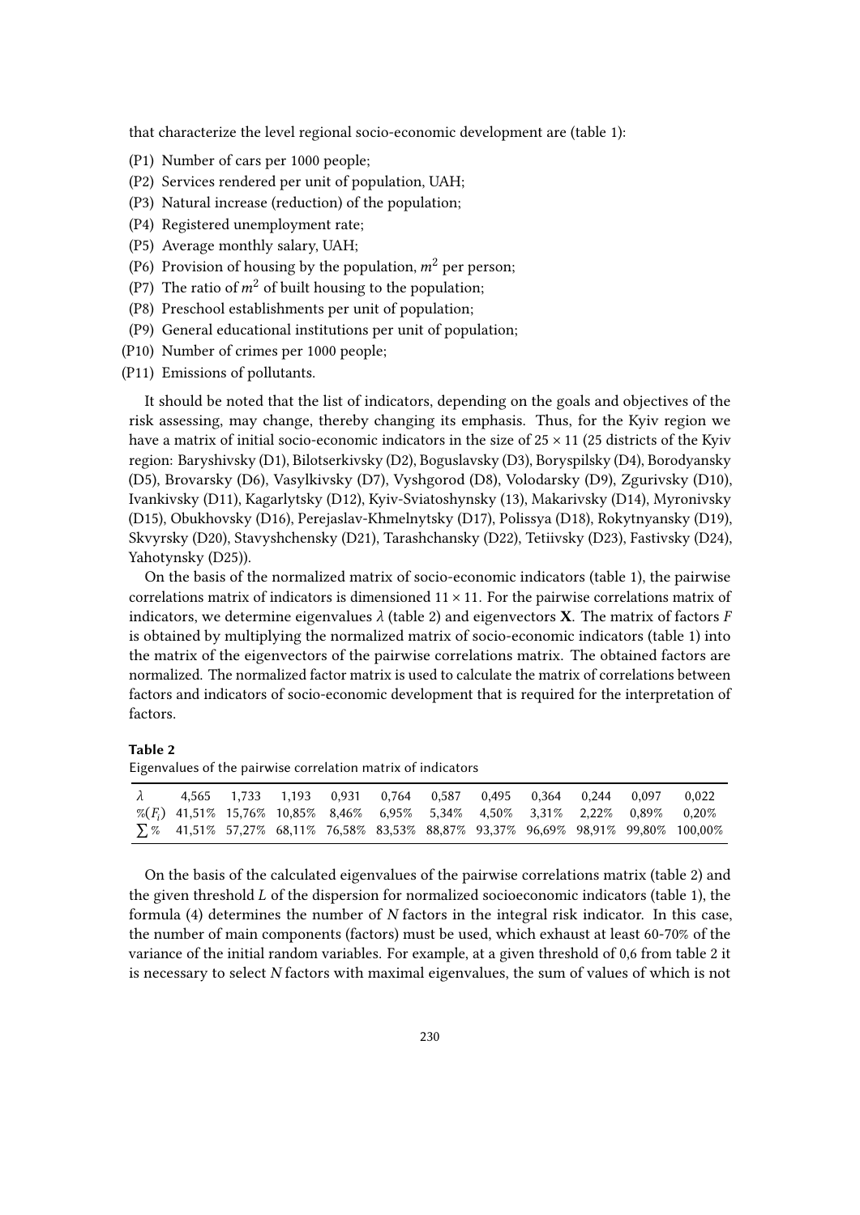that characterize the level regional socio-economic development are (table 1):

(P1) Number of cars per 1000 people;
(P2) Services rendered per unit of population, UAH;
(P3) Natural increase (reduction) of the population;
(P4) Registered unemployment rate;
(P5) Average monthly salary, UAH;
(P6) Provision of housing by the population, $m^2$ per person;
(P7) The ratio of $m^2$ of built housing to the population;
(P8) Preschool establishments per unit of population;
(P9) General educational institutions per unit of population;
(P10) Number of crimes per 1000 people;
(P11) Emissions of pollutants.

It should be noted that the list of indicators, depending on the goals and objectives of the risk assessing, may change, thereby changing its emphasis. Thus, for the Kyiv region we have a matrix of initial socio-economic indicators in the size of $25 \times 11$ (25 districts of the Kyiv region: Baryshivsky (D1), Bilotserkivsky (D2), Boguslavsky (D3), Boryspilsky (D4), Borodyansky (D5), Brovarsky (D6), Vasylkivsky (D7), Vyshgorod (D8), Volodarsky (D9), Zgurivsky (D10), Ivankivsky (D11), Kagarlytsky (D12), Kyiv-Sviatoshynsky (13), Makarivsky (D14), Myronivsky (D15), Obukhovsky (D16), Perejaslav-Khmelnytsky (D17), Polissya (D18), Rokytnyansky (D19), Skvyrsky (D20), Stavyshchensky (D21), Tarashchansky (D22), Tetiivsky (D23), Fastivsky (D24), Yahotynsky (D25)).

On the basis of the normalized matrix of socio-economic indicators (table 1), the pairwise correlations matrix of indicators is dimensioned $11 \times 11$. For the pairwise correlations matrix of indicators, we determine eigenvalues $\lambda$ (table 2) and eigenvectors $\mathbf{X}$. The matrix of factors $F$ is obtained by multiplying the normalized matrix of socio-economic indicators (table 1) into the matrix of the eigenvectors of the pairwise correlations matrix. The obtained factors are normalized. The normalized factor matrix is used to calculate the matrix of correlations between factors and indicators of socio-economic development that is required for the interpretation of factors.

**Table 2**
Eigenvalues of the pairwise correlation matrix of indicators

| $\lambda$ | 4,565 | 1,733 | 1,193 | 0,931 | 0,764 | 0,587 | 0,495 | 0,364 | 0,244 | 0,097 | 0,022 |
|---|---|---|---|---|---|---|---|---|---|---|---|
| $\%(F_i)$ | 41,51% | 15,76% | 10,85% | 8,46% | 6,95% | 5,34% | 4,50% | 3,31% | 2,22% | 0,89% | 0,20% |
| $\sum\%$ | 41,51% | 57,27% | 68,11% | 76,58% | 83,53% | 88,87% | 93,37% | 96,69% | 98,91% | 99,80% | 100,00% |

On the basis of the calculated eigenvalues of the pairwise correlations matrix (table 2) and the given threshold $L$ of the dispersion for normalized socioeconomic indicators (table 1), the formula (4) determines the number of $N$ factors in the integral risk indicator. In this case, the number of main components (factors) must be used, which exhaust at least 60-70% of the variance of the initial random variables. For example, at a given threshold of 0,6 from table 2 it is necessary to select $N$ factors with maximal eigenvalues, the sum of values of which is not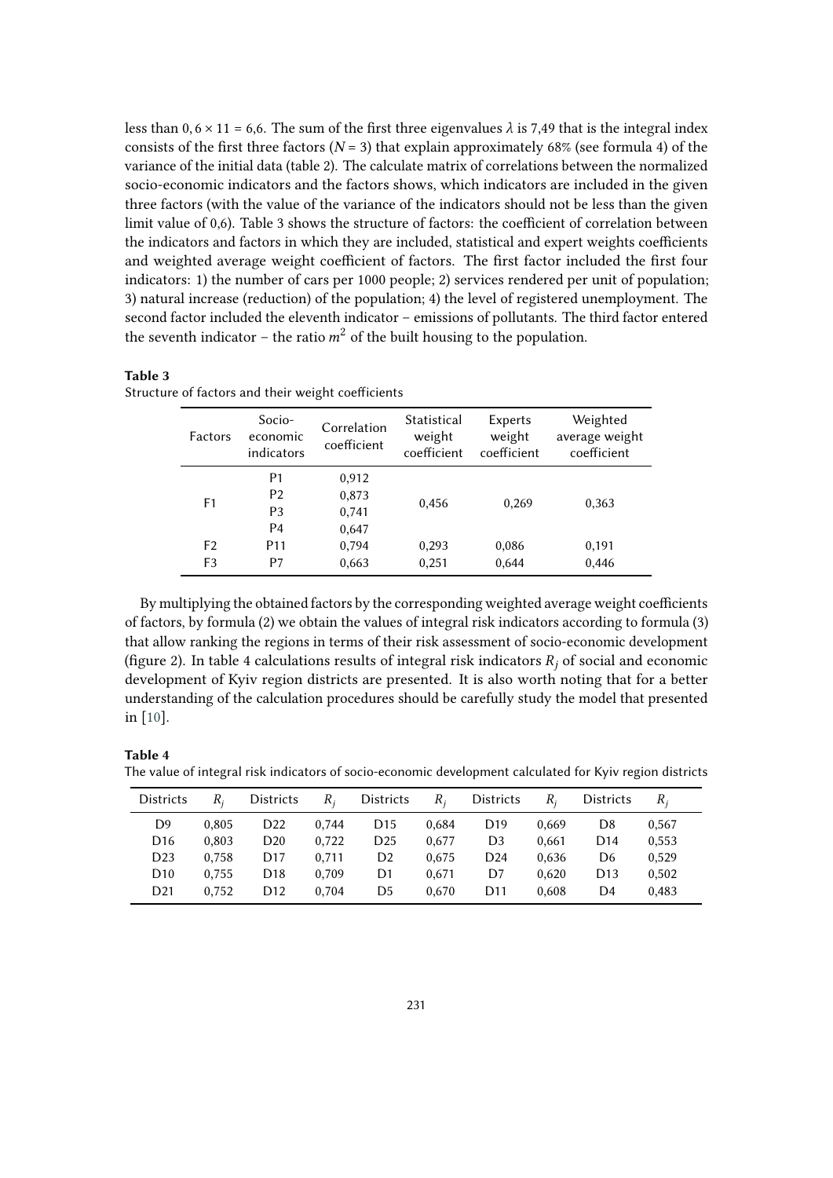less than $0,6 \times 11 = 6,6$. The sum of the first three eigenvalues $\lambda$ is 7,49 that is the integral index consists of the first three factors ($N = 3$) that explain approximately 68% (see formula 4) of the variance of the initial data (table 2). The calculate matrix of correlations between the normalized socio-economic indicators and the factors shows, which indicators are included in the given three factors (with the value of the variance of the indicators should not be less than the given limit value of 0,6). Table 3 shows the structure of factors: the coefficient of correlation between the indicators and factors in which they are included, statistical and expert weights coefficients and weighted average weight coefficient of factors. The first factor included the first four indicators: 1) the number of cars per 1000 people; 2) services rendered per unit of population; 3) natural increase (reduction) of the population; 4) the level of registered unemployment. The second factor included the eleventh indicator – emissions of pollutants. The third factor entered the seventh indicator – the ratio $m^2$ of the built housing to the population.

**Table 3**
Structure of factors and their weight coefficients

| Factors | Socio-economic indicators | Correlation coefficient | Statistical weight coefficient | Experts weight coefficient | Weighted average weight coefficient |
|---|---|---|---|---|---|
| F1 | P1 | 0,912 | 0,456 | 0,269 | 0,363 |
| | P2 | 0,873 | | | |
| | P3 | 0,741 | | | |
| | P4 | 0,647 | | | |
| F2 | P11 | 0,794 | 0,293 | 0,086 | 0,191 |
| F3 | P7 | 0,663 | 0,251 | 0,644 | 0,446 |

By multiplying the obtained factors by the corresponding weighted average weight coefficients of factors, by formula (2) we obtain the values of integral risk indicators according to formula (3) that allow ranking the regions in terms of their risk assessment of socio-economic development (figure 2). In table 4 calculations results of integral risk indicators $R_j$ of social and economic development of Kyiv region districts are presented. It is also worth noting that for a better understanding of the calculation procedures should be carefully study the model that presented in [10].

**Table 4**
The value of integral risk indicators of socio-economic development calculated for Kyiv region districts

| Districts | $R_j$ | Districts | $R_j$ | Districts | $R_j$ | Districts | $R_j$ | Districts | $R_j$ |
|---|---|---|---|---|---|---|---|---|---|
| D9 | 0,805 | D22 | 0,744 | D15 | 0,684 | D19 | 0,669 | D8 | 0,567 |
| D16 | 0,803 | D20 | 0,722 | D25 | 0,677 | D3 | 0,661 | D14 | 0,553 |
| D23 | 0,758 | D17 | 0,711 | D2 | 0,675 | D24 | 0,636 | D6 | 0,529 |
| D10 | 0,755 | D18 | 0,709 | D1 | 0,671 | D7 | 0,620 | D13 | 0,502 |
| D21 | 0,752 | D12 | 0,704 | D5 | 0,670 | D11 | 0,608 | D4 | 0,483 |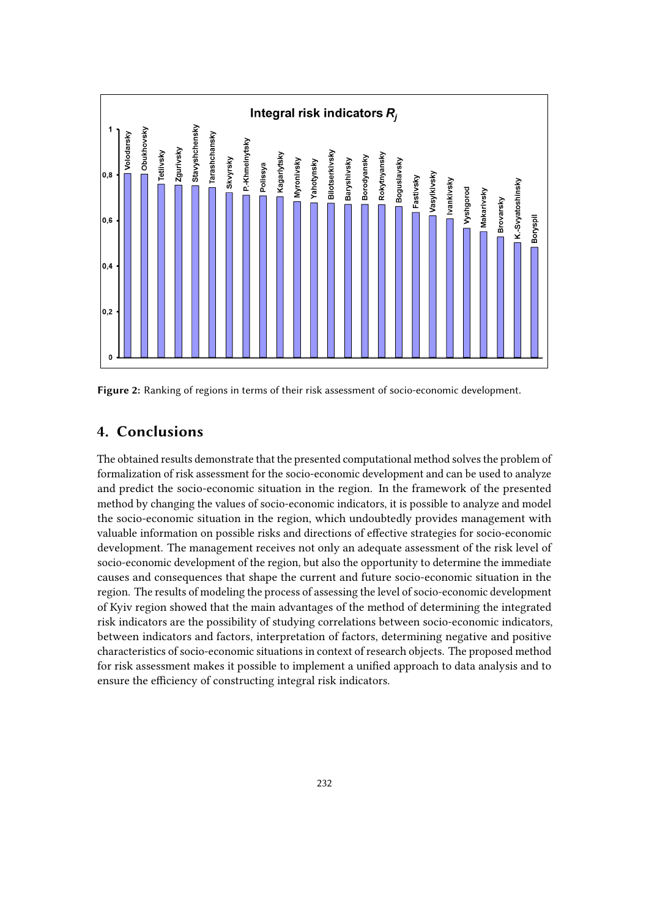**Figure 2:** Ranking of regions in terms of their risk assessment of socio-economic development.

## 4. Conclusions

The obtained results demonstrate that the presented computational method solves the problem of formalization of risk assessment for the socio-economic development and can be used to analyze and predict the socio-economic situation in the region. In the framework of the presented method by changing the values of socio-economic indicators, it is possible to analyze and model the socio-economic situation in the region, which undoubtedly provides management with valuable information on possible risks and directions of effective strategies for socio-economic development. The management receives not only an adequate assessment of the risk level of socio-economic development of the region, but also the opportunity to determine the immediate causes and consequences that shape the current and future socio-economic situation in the region. The results of modeling the process of assessing the level of socio-economic development of Kyiv region showed that the main advantages of the method of determining the integrated risk indicators are the possibility of studying correlations between socio-economic indicators, between indicators and factors, interpretation of factors, determining negative and positive characteristics of socio-economic situations in context of research objects. The proposed method for risk assessment makes it possible to implement a unified approach to data analysis and to ensure the efficiency of constructing integral risk indicators.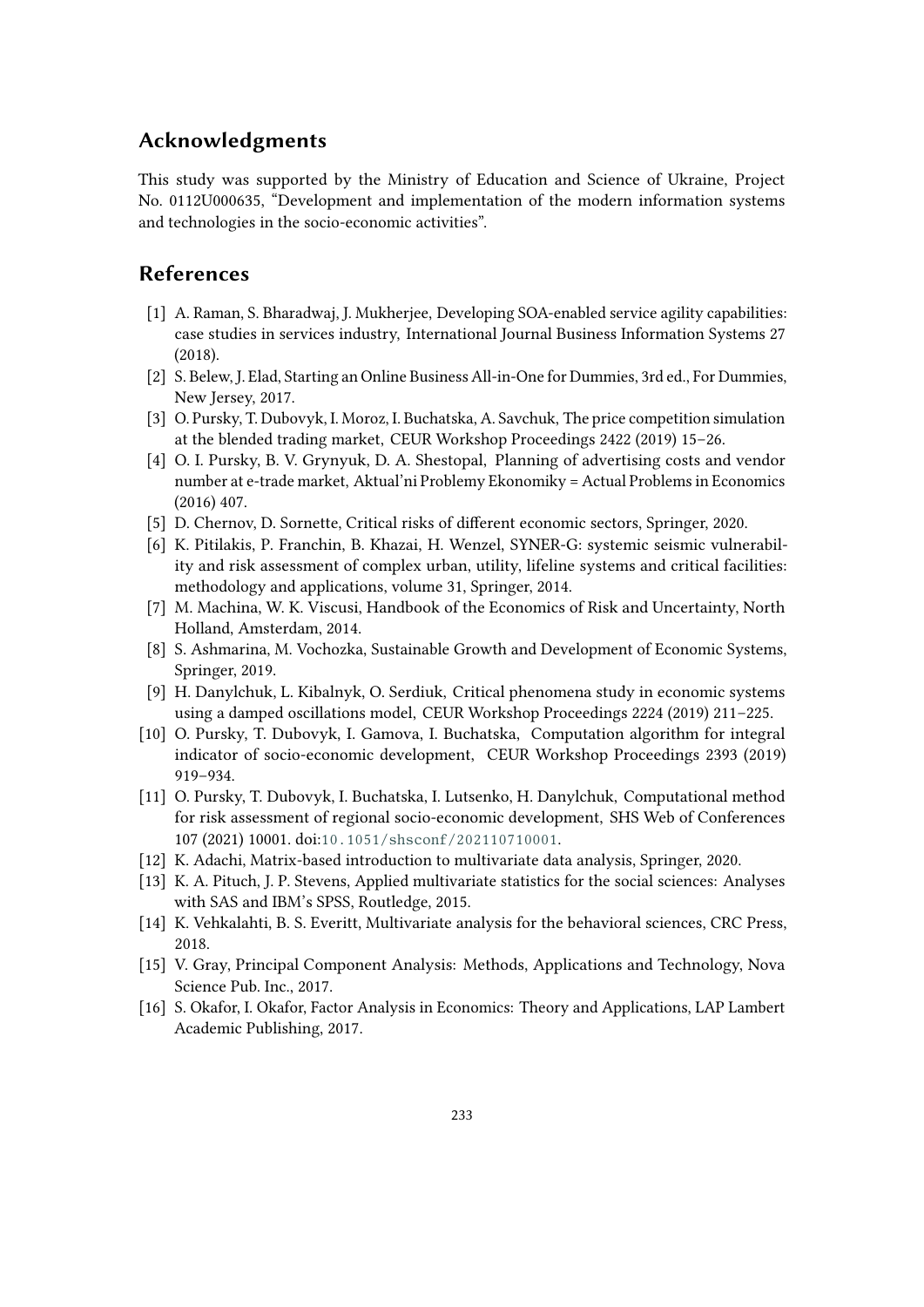## Acknowledgments

This study was supported by the Ministry of Education and Science of Ukraine, Project No. 0112U000635, "Development and implementation of the modern information systems and technologies in the socio-economic activities".

## References

[1] A. Raman, S. Bharadwaj, J. Mukherjee, Developing SOA-enabled service agility capabilities: case studies in services industry, International Journal Business Information Systems 27 (2018).

[2] S. Belew, J. Elad, Starting an Online Business All-in-One for Dummies, 3rd ed., For Dummies, New Jersey, 2017.

[3] O. Pursky, T. Dubovyk, I. Moroz, I. Buchatska, A. Savchuk, The price competition simulation at the blended trading market, CEUR Workshop Proceedings 2422 (2019) 15–26.

[4] O. I. Pursky, B. V. Grynyuk, D. A. Shestopal, Planning of advertising costs and vendor number at e-trade market, Aktual'ni Problemy Ekonomiky = Actual Problems in Economics (2016) 407.

[5] D. Chernov, D. Sornette, Critical risks of different economic sectors, Springer, 2020.

[6] K. Pitilakis, P. Franchin, B. Khazai, H. Wenzel, SYNER-G: systemic seismic vulnerability and risk assessment of complex urban, utility, lifeline systems and critical facilities: methodology and applications, volume 31, Springer, 2014.

[7] M. Machina, W. K. Viscusi, Handbook of the Economics of Risk and Uncertainty, North Holland, Amsterdam, 2014.

[8] S. Ashmarina, M. Vochozka, Sustainable Growth and Development of Economic Systems, Springer, 2019.

[9] H. Danylchuk, L. Kibalnyk, O. Serdiuk, Critical phenomena study in economic systems using a damped oscillations model, CEUR Workshop Proceedings 2224 (2019) 211–225.

[10] O. Pursky, T. Dubovyk, I. Gamova, I. Buchatska, Computation algorithm for integral indicator of socio-economic development, CEUR Workshop Proceedings 2393 (2019) 919–934.

[11] O. Pursky, T. Dubovyk, I. Buchatska, I. Lutsenko, H. Danylchuk, Computational method for risk assessment of regional socio-economic development, SHS Web of Conferences 107 (2021) 10001. doi:10.1051/shsconf/202110710001.

[12] K. Adachi, Matrix-based introduction to multivariate data analysis, Springer, 2020.

[13] K. A. Pituch, J. P. Stevens, Applied multivariate statistics for the social sciences: Analyses with SAS and IBM's SPSS, Routledge, 2015.

[14] K. Vehkalahti, B. S. Everitt, Multivariate analysis for the behavioral sciences, CRC Press, 2018.

[15] V. Gray, Principal Component Analysis: Methods, Applications and Technology, Nova Science Pub. Inc., 2017.

[16] S. Okafor, I. Okafor, Factor Analysis in Economics: Theory and Applications, LAP Lambert Academic Publishing, 2017.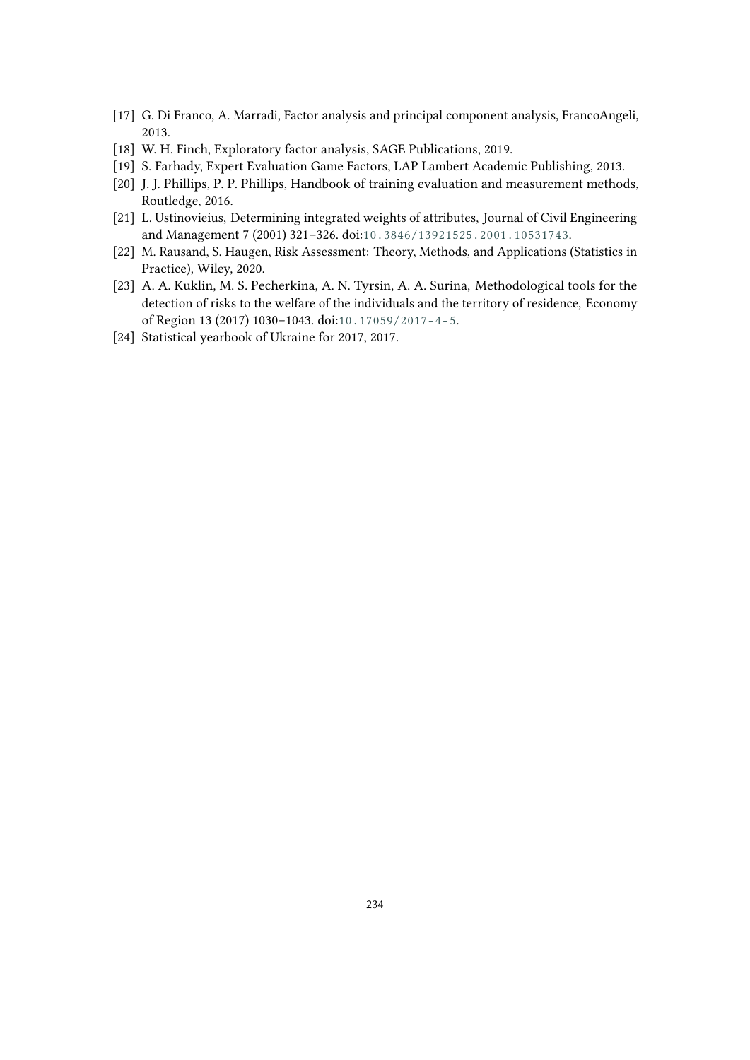[17] G. Di Franco, A. Marradi, Factor analysis and principal component analysis, FrancoAngeli, 2013.

[18] W. H. Finch, Exploratory factor analysis, SAGE Publications, 2019.

[19] S. Farhady, Expert Evaluation Game Factors, LAP Lambert Academic Publishing, 2013.

[20] J. J. Phillips, P. P. Phillips, Handbook of training evaluation and measurement methods, Routledge, 2016.

[21] L. Ustinovieius, Determining integrated weights of attributes, Journal of Civil Engineering and Management 7 (2001) 321–326. doi:10.3846/13921525.2001.10531743.

[22] M. Rausand, S. Haugen, Risk Assessment: Theory, Methods, and Applications (Statistics in Practice), Wiley, 2020.

[23] A. A. Kuklin, M. S. Pecherkina, A. N. Tyrsin, A. A. Surina, Methodological tools for the detection of risks to the welfare of the individuals and the territory of residence, Economy of Region 13 (2017) 1030–1043. doi:10.17059/2017-4-5.

[24] Statistical yearbook of Ukraine for 2017, 2017.